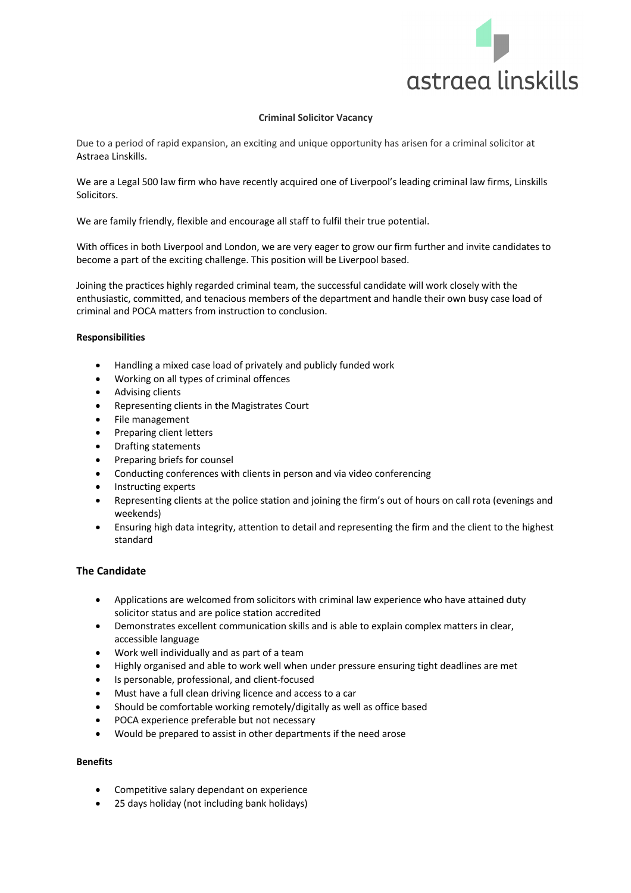astraea linskills

**Criminal Solicitor Vacancy**

Due to a period of rapid expansion, an exciting and unique opportunity has arisen for a criminal solicitor at Astraea Linskills.

We are a Legal 500 law firm who have recently acquired one of Liverpool's leading criminal law firms, Linskills Solicitors.

We are family friendly, flexible and encourage all staff to fulfil their true potential.

With offices in both Liverpool and London, we are very eager to grow our firm further and invite candidates to become a part of the exciting challenge. This position will be Liverpool based.

Joining the practices highly regarded criminal team, the successful candidate will work closely with the enthusiastic, committed, and tenacious members of the department and handle their own busy case load of criminal and POCA matters from instruction to conclusion.

**Responsibilities**

- Handling a mixed case load of privately and publicly funded work
- Working on all types of criminal offences
- Advising clients
- Representing clients in the Magistrates Court
- File management
- Preparing client letters
- Drafting statements
- Preparing briefs for counsel
- Conducting conferences with clients in person and via video conferencing
- Instructing experts
- Representing clients at the police station and joining the firm's out of hours on call rota (evenings and weekends)
- Ensuring high data integrity, attention to detail and representing the firm and the client to the highest standard

## The Candidate

- Applications are welcomed from solicitors with criminal law experience who have attained duty solicitor status and are police station accredited
- Demonstrates excellent communication skills and is able to explain complex matters in clear, accessible language
- Work well individually and as part of a team
- Highly organised and able to work well when under pressure ensuring tight deadlines are met
- Is personable, professional, and client-focused
- Must have a full clean driving licence and access to a car
- Should be comfortable working remotely/digitally as well as office based
- POCA experience preferable but not necessary
- Would be prepared to assist in other departments if the need arose

**Benefits**

- Competitive salary dependant on experience
- 25 days holiday (not including bank holidays)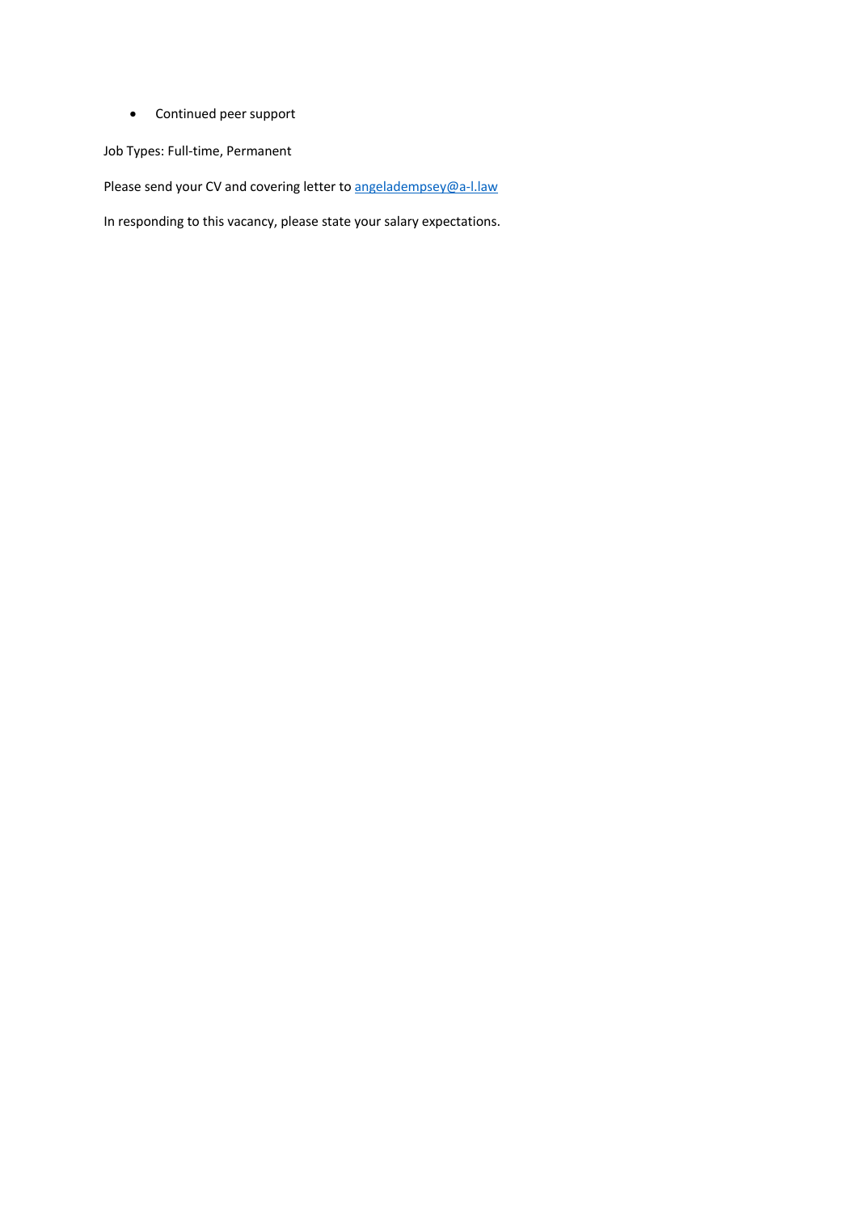- Continued peer support

Job Types: Full-time, Permanent

Please send your CV and covering letter to [angelademspey@a-l.law](mailto:angelademspey@a-l.law)

In responding to this vacancy, please state your salary expectations.